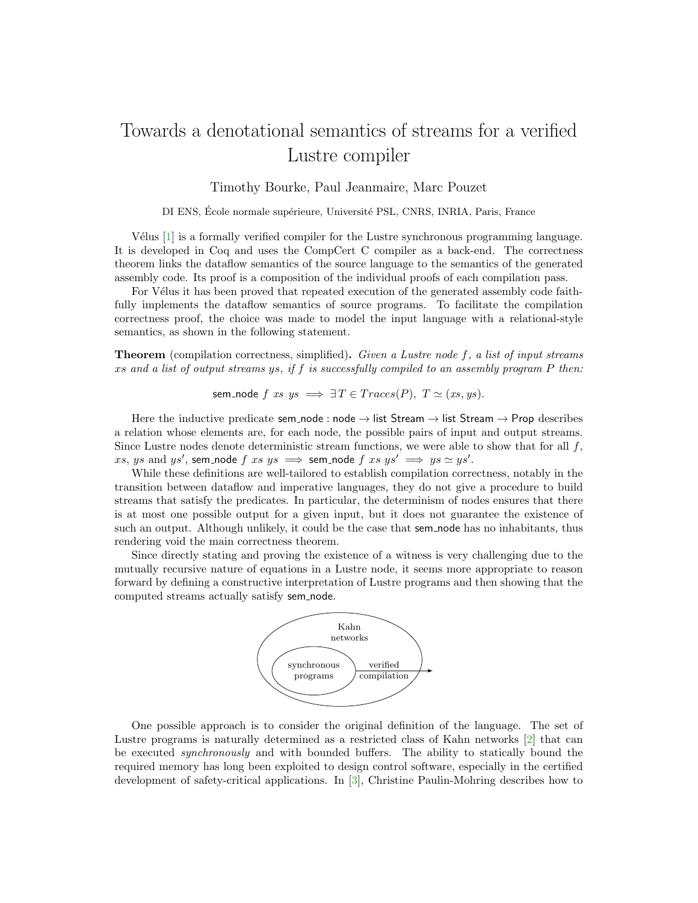# Towards a denotational semantics of streams for a verified Lustre compiler

Timothy Bourke, Paul Jeanmaire, Marc Pouzet

DI ENS, École normale supérieure, Université PSL, CNRS, INRIA, Paris, France

Vélus [1] is a formally verified compiler for the Lustre synchronous programming language. It is developed in Coq and uses the CompCert C compiler as a back-end. The correctness theorem links the dataflow semantics of the source language to the semantics of the generated assembly code. Its proof is a composition of the individual proofs of each compilation pass.

For Vélus it has been proved that repeated execution of the generated assembly code faithfully implements the dataflow semantics of source programs. To facilitate the compilation correctness proof, the choice was made to model the input language with a relational-style semantics, as shown in the following statement.

**Theorem** (compilation correctness, simplified)**.** *Given a Lustre node $f$, a list of input streams $xs$ and a list of output streams $ys$, if $f$ is successfully compiled to an assembly program $P$ then:*

$$\mathsf{sem\_node}\ f\ xs\ ys \implies \exists T \in Traces(P),\ T \simeq (xs, ys).$$

Here the inductive predicate $\mathsf{sem\_node} : \mathsf{node} \to \mathsf{list\ Stream} \to \mathsf{list\ Stream} \to \mathsf{Prop}$ describes a relation whose elements are, for each node, the possible pairs of input and output streams. Since Lustre nodes denote deterministic stream functions, we were able to show that for all $f$, $xs$, $ys$ and $ys'$, $\mathsf{sem\_node}\ f\ xs\ ys \implies \mathsf{sem\_node}\ f\ xs\ ys' \implies ys \simeq ys'$.

While these definitions are well-tailored to establish compilation correctness, notably in the transition between dataflow and imperative languages, they do not give a procedure to build streams that satisfy the predicates. In particular, the determinism of nodes ensures that there is at most one possible output for a given input, but it does not guarantee the existence of such an output. Although unlikely, it could be the case that sem_node has no inhabitants, thus rendering void the main correctness theorem.

Since directly stating and proving the existence of a witness is very challenging due to the mutually recursive nature of equations in a Lustre node, it seems more appropriate to reason forward by defining a constructive interpretation of Lustre programs and then showing that the computed streams actually satisfy sem_node.

Kahn networks

synchronous programs

verified compilation

One possible approach is to consider the original definition of the language. The set of Lustre programs is naturally determined as a restricted class of Kahn networks [2] that can be executed *synchronously* and with bounded buffers. The ability to statically bound the required memory has long been exploited to design control software, especially in the certified development of safety-critical applications. In [3], Christine Paulin-Mohring describes how to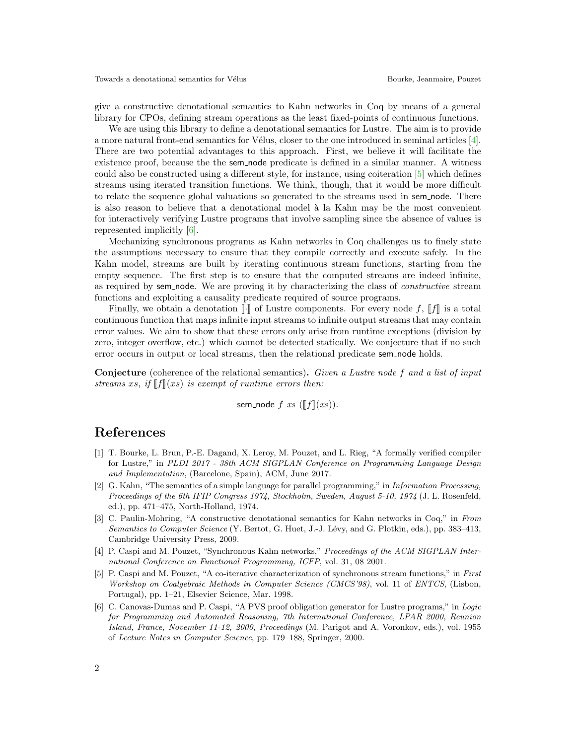give a constructive denotational semantics to Kahn networks in Coq by means of a general library for CPOs, defining stream operations as the least fixed-points of continuous functions.

We are using this library to define a denotational semantics for Lustre. The aim is to provide a more natural front-end semantics for Vélus, closer to the one introduced in seminal articles [4]. There are two potential advantages to this approach. First, we believe it will facilitate the existence proof, because the the sem_node predicate is defined in a similar manner. A witness could also be constructed using a different style, for instance, using coiteration [5] which defines streams using iterated transition functions. We think, though, that it would be more difficult to relate the sequence global valuations so generated to the streams used in sem_node. There is also reason to believe that a denotational model à la Kahn may be the most convenient for interactively verifying Lustre programs that involve sampling since the absence of values is represented implicitly [6].

Mechanizing synchronous programs as Kahn networks in Coq challenges us to finely state the assumptions necessary to ensure that they compile correctly and execute safely. In the Kahn model, streams are built by iterating continuous stream functions, starting from the empty sequence. The first step is to ensure that the computed streams are indeed infinite, as required by sem_node. We are proving it by characterizing the class of *constructive* stream functions and exploiting a causality predicate required of source programs.

Finally, we obtain a denotation $[\![\cdot]\!]$ of Lustre components. For every node $f$, $[\![f]\!]$ is a total continuous function that maps infinite input streams to infinite output streams that may contain error values. We aim to show that these errors only arise from runtime exceptions (division by zero, integer overflow, etc.) which cannot be detected statically. We conjecture that if no such error occurs in output or local streams, then the relational predicate sem_node holds.

**Conjecture** (coherence of the relational semantics)**.** *Given a Lustre node $f$ and a list of input streams $xs$, if $[\![f]\!](xs)$ is exempt of runtime errors then:*

$$\mathsf{sem\_node}\ f\ xs\ ([\![f]\!](xs)).$$

# References

[1] T. Bourke, L. Brun, P.-E. Dagand, X. Leroy, M. Pouzet, and L. Rieg, "A formally verified compiler for Lustre," in *PLDI 2017 - 38th ACM SIGPLAN Conference on Programming Language Design and Implementation*, (Barcelone, Spain), ACM, June 2017.

[2] G. Kahn, "The semantics of a simple language for parallel programming," in *Information Processing, Proceedings of the 6th IFIP Congress 1974, Stockholm, Sweden, August 5-10, 1974* (J. L. Rosenfeld, ed.), pp. 471–475, North-Holland, 1974.

[3] C. Paulin-Mohring, "A constructive denotational semantics for Kahn networks in Coq," in *From Semantics to Computer Science* (Y. Bertot, G. Huet, J.-J. Lévy, and G. Plotkin, eds.), pp. 383–413, Cambridge University Press, 2009.

[4] P. Caspi and M. Pouzet, "Synchronous Kahn networks," *Proceedings of the ACM SIGPLAN International Conference on Functional Programming, ICFP*, vol. 31, 08 2001.

[5] P. Caspi and M. Pouzet, "A co-iterative characterization of synchronous stream functions," in *First Workshop on Coalgebraic Methods in Computer Science (CMCS'98)*, vol. 11 of *ENTCS*, (Lisbon, Portugal), pp. 1–21, Elsevier Science, Mar. 1998.

[6] C. Canovas-Dumas and P. Caspi, "A PVS proof obligation generator for Lustre programs," in *Logic for Programming and Automated Reasoning, 7th International Conference, LPAR 2000, Reunion Island, France, November 11-12, 2000, Proceedings* (M. Parigot and A. Voronkov, eds.), vol. 1955 of *Lecture Notes in Computer Science*, pp. 179–188, Springer, 2000.